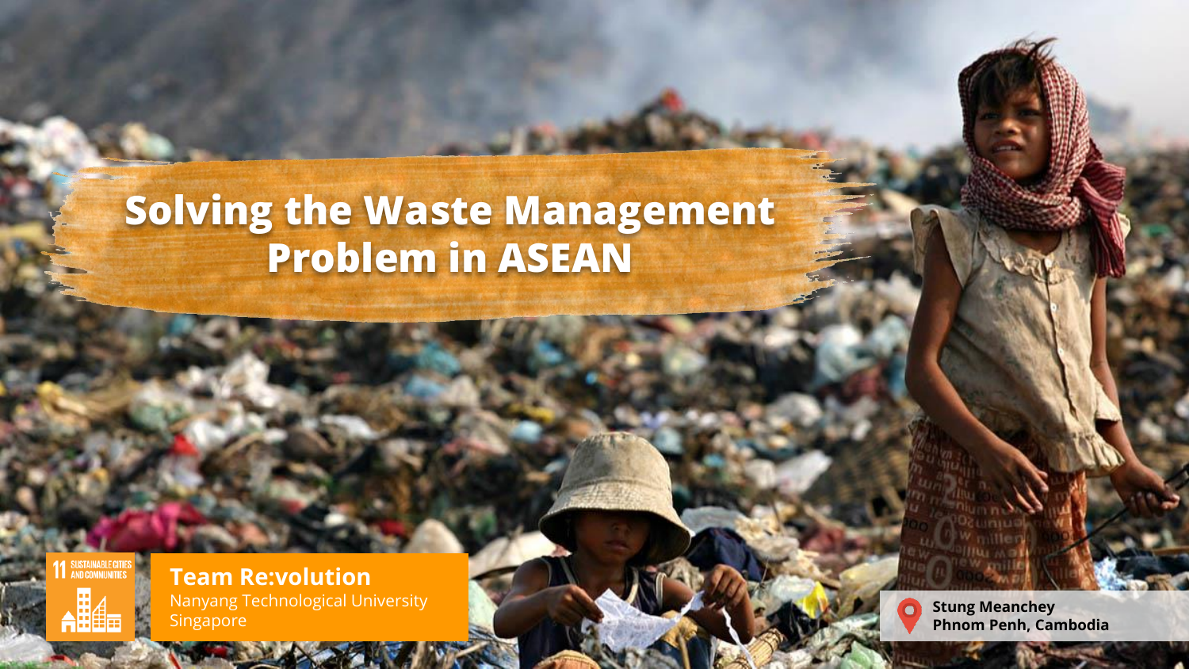# Solving the Waste Management Problem in ASEAN

11 SUSTAINABLE CITIES AND COMMUNITIES

**Team Re:volution**
Nanyang Technological University
Singapore

**Stung Meanchey**
**Phnom Penh, Cambodia**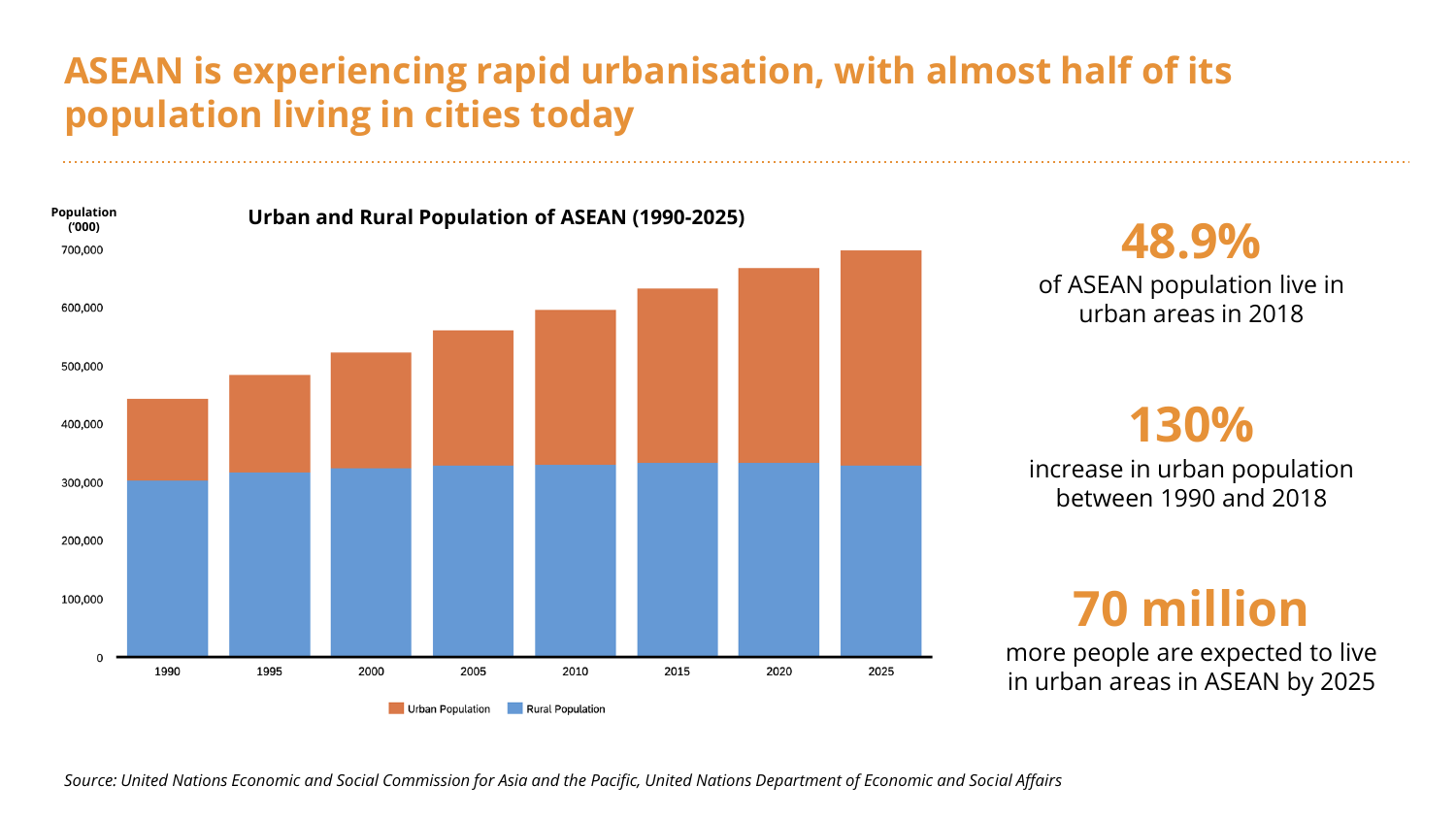# ASEAN is experiencing rapid urbanisation, with almost half of its population living in cities today

**Urban and Rural Population of ASEAN (1990-2025)**

Population ('000)

700,000
600,000
500,000
400,000
300,000
200,000
100,000
0

1990 1995 2000 2005 2010 2015 2020 2025

Urban Population | Rural Population

**48.9%**
of ASEAN population live in urban areas in 2018

**130%**
increase in urban population between 1990 and 2018

**70 million**
more people are expected to live in urban areas in ASEAN by 2025

*Source: United Nations Economic and Social Commission for Asia and the Pacific, United Nations Department of Economic and Social Affairs*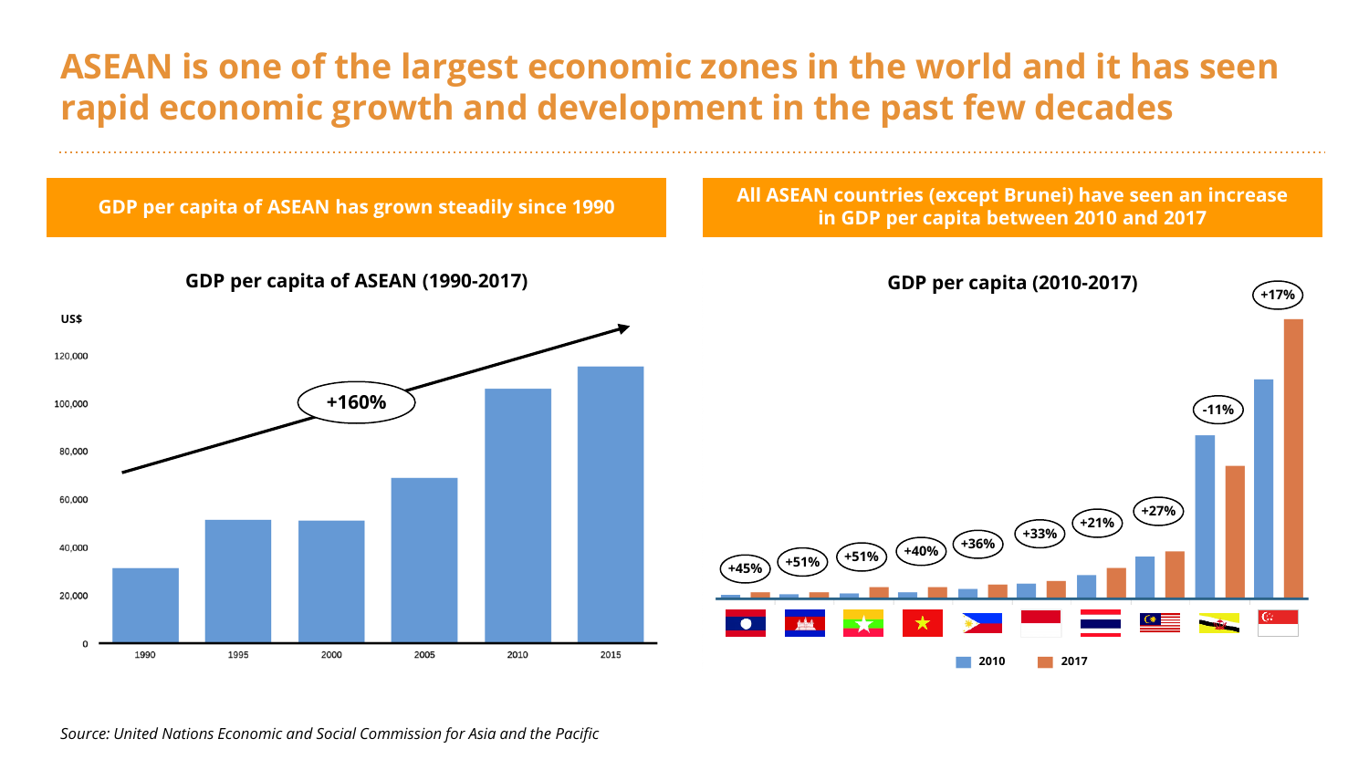# ASEAN is one of the largest economic zones in the world and it has seen rapid economic growth and development in the past few decades

**GDP per capita of ASEAN has grown steadily since 1990**

**GDP per capita of ASEAN (1990-2017)**

US$

120,000
100,000
80,000
60,000
40,000
20,000
0

1990 1995 2000 2005 2010 2015

+160%

**All ASEAN countries (except Brunei) have seen an increase in GDP per capita between 2010 and 2017**

**GDP per capita (2010-2017)**

+45% +51% +51% +40% +36% +33% +21% +27% -11% +17%

2010 2017

*Source: United Nations Economic and Social Commission for Asia and the Pacific*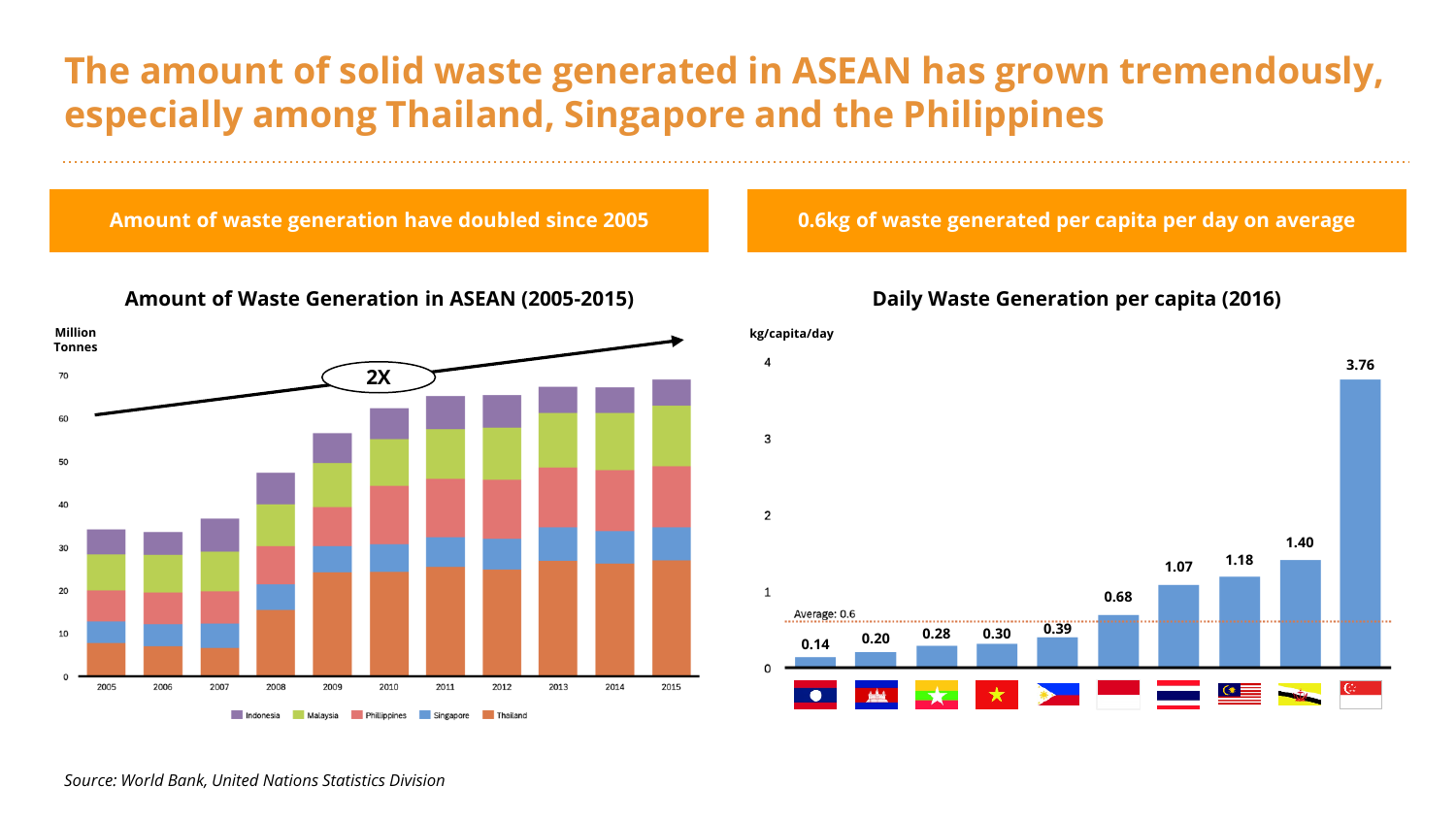# The amount of solid waste generated in ASEAN has grown tremendously, especially among Thailand, Singapore and the Philippines

## Amount of waste generation have doubled since 2005

**Amount of Waste Generation in ASEAN (2005-2015)**

Million Tonnes

2X

Legend: Indonesia, Malaysia, Phillippines, Singapore, Thailand

Years: 2005, 2006, 2007, 2008, 2009, 2010, 2011, 2012, 2013, 2014, 2015

## 0.6kg of waste generated per capita per day on average

**Daily Waste Generation per capita (2016)**

kg/capita/day

Average: 0.6

| Country (flag) | kg/capita/day |
|---|---|
| Laos | 0.14 |
| Cambodia | 0.20 |
| Myanmar | 0.28 |
| Vietnam | 0.30 |
| Philippines | 0.39 |
| Indonesia | 0.68 |
| Thailand | 1.07 |
| Malaysia | 1.18 |
| Brunei | 1.40 |
| Singapore | 3.76 |

*Source: World Bank, United Nations Statistics Division*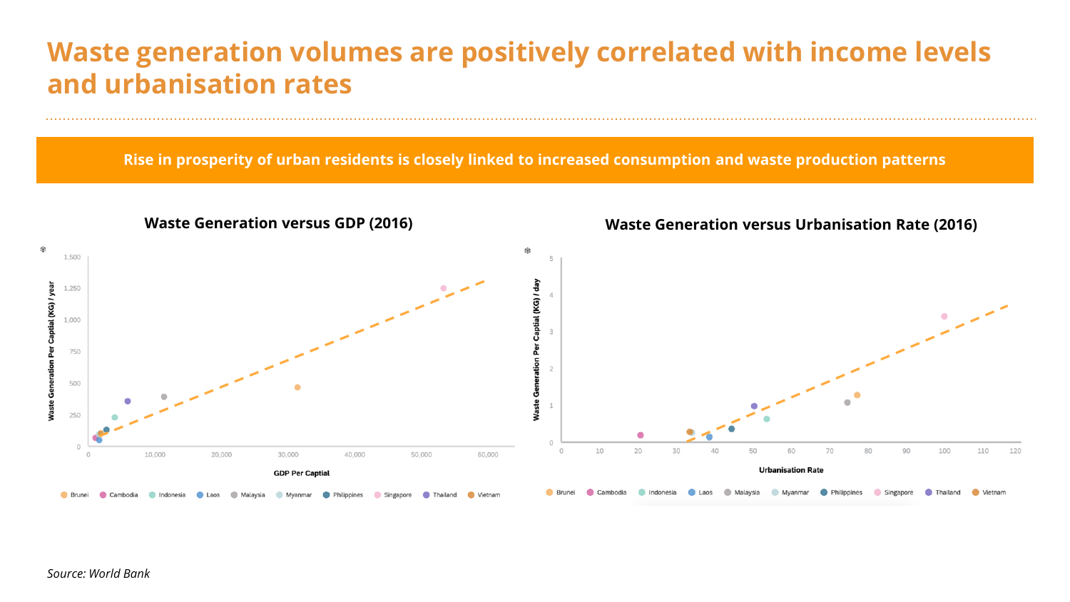# Waste generation volumes are positively correlated with income levels and urbanisation rates

**Rise in prosperity of urban residents is closely linked to increased consumption and waste production patterns**

**Waste Generation versus GDP (2016)**

Waste Generation Per Capital (KG) / year

1,500
1,250
1,000
750
500
250
0

0 10,000 20,000 30,000 40,000 50,000 60,000

GDP Per Captial

Brunei, Cambodia, Indonesia, Laos, Malaysia, Myanmar, Philippines, Singapore, Thailand, Vietnam

**Waste Generation versus Urbanisation Rate (2016)**

Waste Generation Per Capital (KG) / day

5
4
3
2
1
0

0 10 20 30 40 50 60 70 80 90 100 110 120

Urbanisation Rate

Brunei, Cambodia, Indonesia, Laos, Malaysia, Myanmar, Philippines, Singapore, Thailand, Vietnam

*Source: World Bank*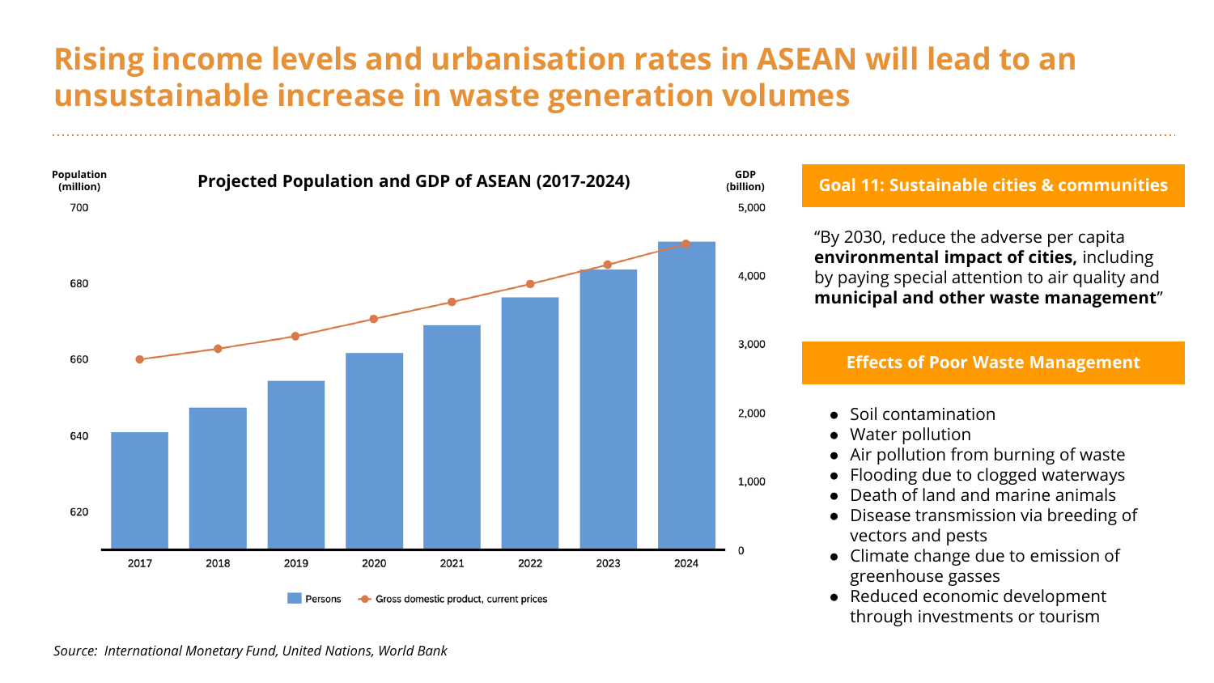# Rising income levels and urbanisation rates in ASEAN will lead to an unsustainable increase in waste generation volumes

**Projected Population and GDP of ASEAN (2017-2024)**

Population (million) | GDP (billion)

Legend: Persons; Gross domestic product, current prices

Source: *International Monetary Fund, United Nations, World Bank*

## Goal 11: Sustainable cities & communities

“By 2030, reduce the adverse per capita **environmental impact of cities,** including by paying special attention to air quality and **municipal and other waste management**”

## Effects of Poor Waste Management

- Soil contamination
- Water pollution
- Air pollution from burning of waste
- Flooding due to clogged waterways
- Death of land and marine animals
- Disease transmission via breeding of vectors and pests
- Climate change due to emission of greenhouse gasses
- Reduced economic development through investments or tourism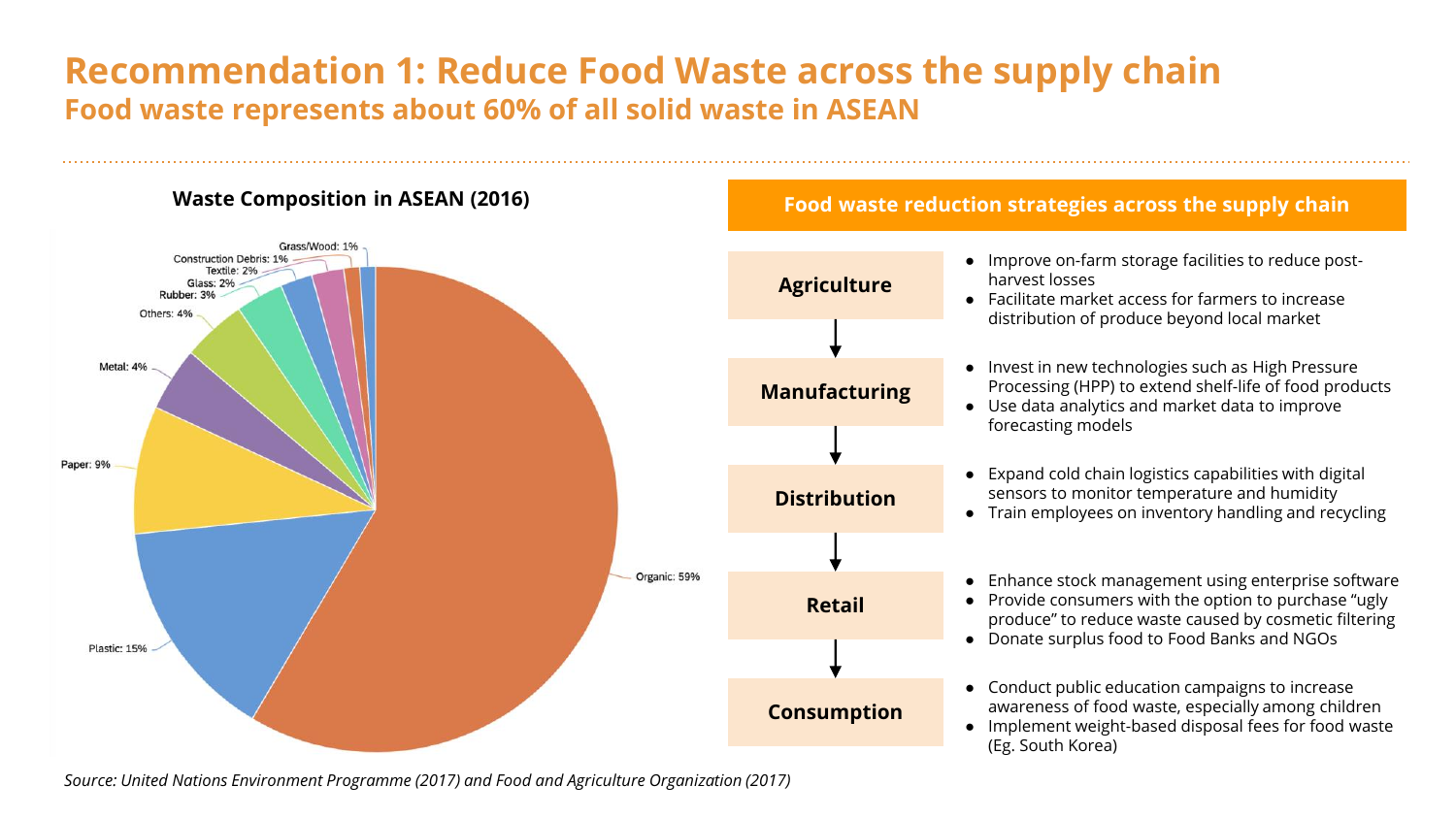# Recommendation 1: Reduce Food Waste across the supply chain

## Food waste represents about 60% of all solid waste in ASEAN

**Waste Composition in ASEAN (2016)**

| Category | Share |
| --- | --- |
| Organic | 59% |
| Plastic | 15% |
| Paper | 9% |
| Metal | 4% |
| Others | 4% |
| Rubber | 3% |
| Glass | 2% |
| Textile | 2% |
| Construction Debris | 1% |
| Grass/Wood | 1% |

**Food waste reduction strategies across the supply chain**

**Agriculture**
- Improve on-farm storage facilities to reduce post-harvest losses
- Facilitate market access for farmers to increase distribution of produce beyond local market

**Manufacturing**
- Invest in new technologies such as High Pressure Processing (HPP) to extend shelf-life of food products
- Use data analytics and market data to improve forecasting models

**Distribution**
- Expand cold chain logistics capabilities with digital sensors to monitor temperature and humidity
- Train employees on inventory handling and recycling

**Retail**
- Enhance stock management using enterprise software
- Provide consumers with the option to purchase "ugly produce" to reduce waste caused by cosmetic filtering
- Donate surplus food to Food Banks and NGOs

**Consumption**
- Conduct public education campaigns to increase awareness of food waste, especially among children
- Implement weight-based disposal fees for food waste (Eg. South Korea)

*Source: United Nations Environment Programme (2017) and Food and Agriculture Organization (2017)*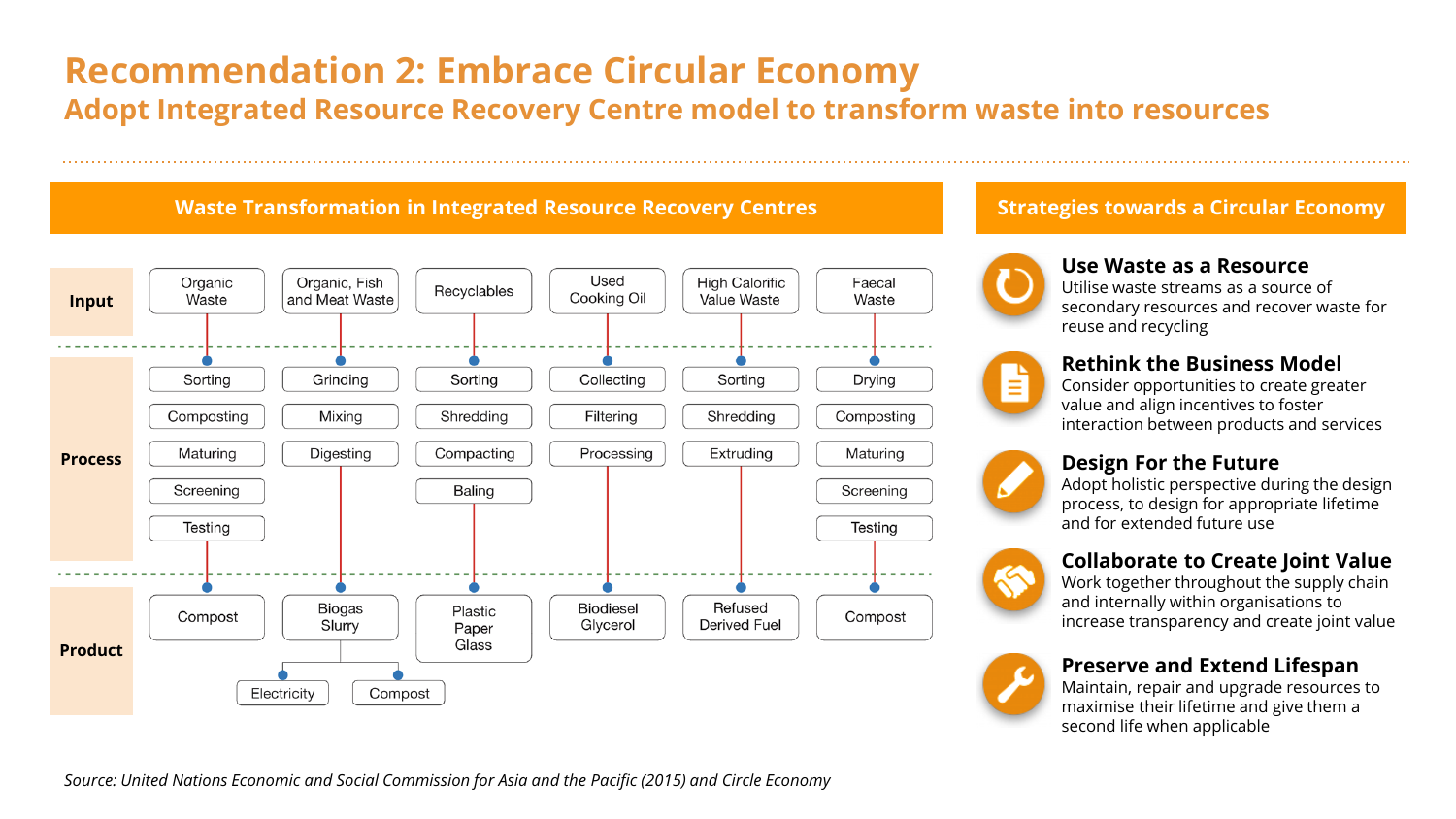# Recommendation 2: Embrace Circular Economy

## Adopt Integrated Resource Recovery Centre model to transform waste into resources

### Waste Transformation in Integrated Resource Recovery Centres

| | Organic Waste | Organic, Fish and Meat Waste | Recyclables | Used Cooking Oil | High Calorific Value Waste | Faecal Waste |
|---|---|---|---|---|---|---|
| **Process** | Sorting<br>Composting<br>Maturing<br>Screening<br>Testing | Grinding<br>Mixing<br>Digesting | Sorting<br>Shredding<br>Compacting<br>Baling | Collecting<br>Filtering<br>Processing | Sorting<br>Shredding<br>Extruding | Drying<br>Composting<br>Maturing<br>Screening<br>Testing |
| **Product** | Compost | Biogas Slurry → Electricity, Compost | Plastic Paper Glass | Biodiesel Glycerol | Refused Derived Fuel | Compost |

### Strategies towards a Circular Economy

**Use Waste as a Resource**
Utilise waste streams as a source of secondary resources and recover waste for reuse and recycling

**Rethink the Business Model**
Consider opportunities to create greater value and align incentives to foster interaction between products and services

**Design For the Future**
Adopt holistic perspective during the design process, to design for appropriate lifetime and for extended future use

**Collaborate to Create Joint Value**
Work together throughout the supply chain and internally within organisations to increase transparency and create joint value

**Preserve and Extend Lifespan**
Maintain, repair and upgrade resources to maximise their lifetime and give them a second life when applicable

*Source: United Nations Economic and Social Commission for Asia and the Pacific (2015) and Circle Economy*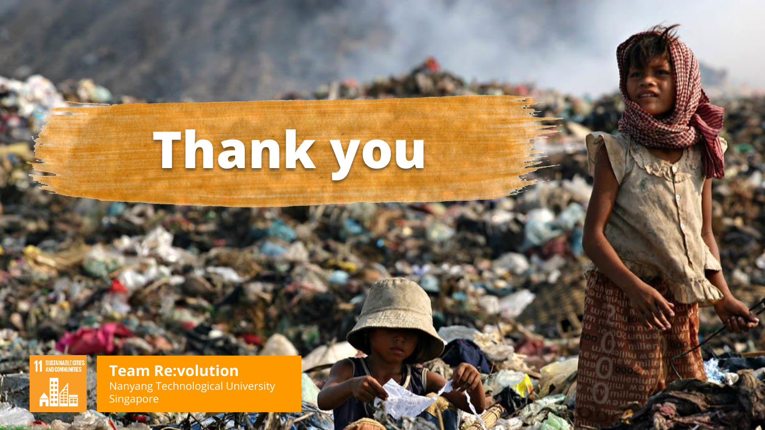# Thank you

11 SUSTAINABLE CITIES AND COMMUNITIES

**Team Re:volution**
Nanyang Technological University
Singapore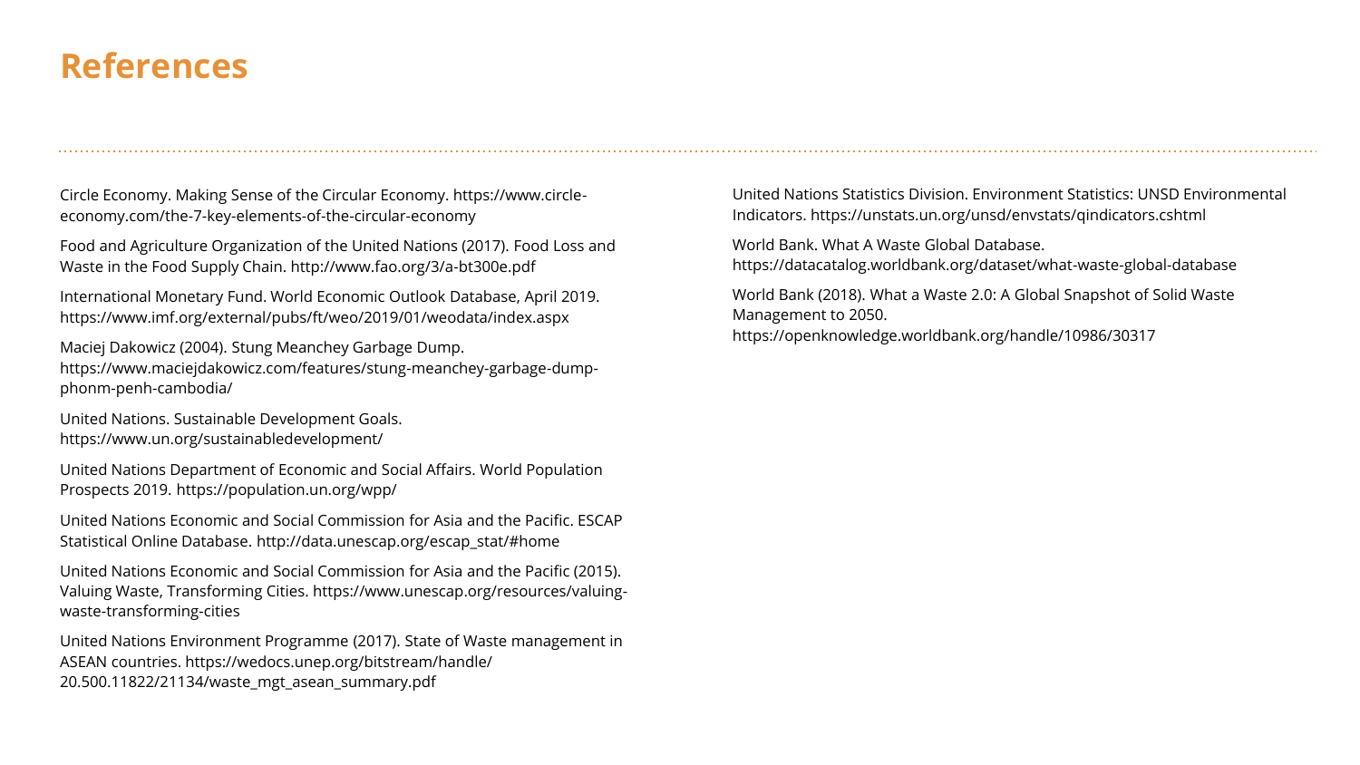# References

Circle Economy. Making Sense of the Circular Economy. https://www.circle-economy.com/the-7-key-elements-of-the-circular-economy

Food and Agriculture Organization of the United Nations (2017). Food Loss and Waste in the Food Supply Chain. http://www.fao.org/3/a-bt300e.pdf

International Monetary Fund. World Economic Outlook Database, April 2019. https://www.imf.org/external/pubs/ft/weo/2019/01/weodata/index.aspx

Maciej Dakowicz (2004). Stung Meanchey Garbage Dump. https://www.maciejdakowicz.com/features/stung-meanchey-garbage-dump-phonm-penh-cambodia/

United Nations. Sustainable Development Goals. https://www.un.org/sustainabledevelopment/

United Nations Department of Economic and Social Affairs. World Population Prospects 2019. https://population.un.org/wpp/

United Nations Economic and Social Commission for Asia and the Pacific. ESCAP Statistical Online Database. http://data.unescap.org/escap_stat/#home

United Nations Economic and Social Commission for Asia and the Pacific (2015). Valuing Waste, Transforming Cities. https://www.unescap.org/resources/valuing-waste-transforming-cities

United Nations Environment Programme (2017). State of Waste management in ASEAN countries. https://wedocs.unep.org/bitstream/handle/20.500.11822/21134/waste_mgt_asean_summary.pdf

United Nations Statistics Division. Environment Statistics: UNSD Environmental Indicators. https://unstats.un.org/unsd/envstats/qindicators.cshtml

World Bank. What A Waste Global Database. https://datacatalog.worldbank.org/dataset/what-waste-global-database

World Bank (2018). What a Waste 2.0: A Global Snapshot of Solid Waste Management to 2050. https://openknowledge.worldbank.org/handle/10986/30317